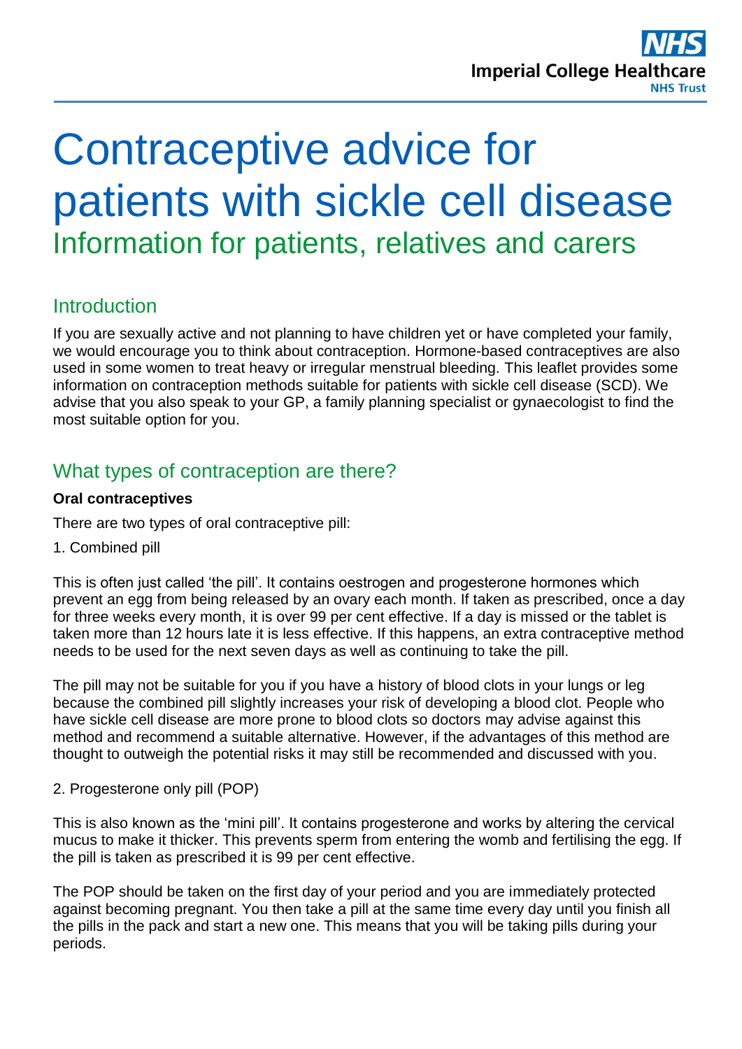# Contraceptive advice for patients with sickle cell disease

## Information for patients, relatives and carers

## Introduction

If you are sexually active and not planning to have children yet or have completed your family, we would encourage you to think about contraception. Hormone-based contraceptives are also used in some women to treat heavy or irregular menstrual bleeding. This leaflet provides some information on contraception methods suitable for patients with sickle cell disease (SCD). We advise that you also speak to your GP, a family planning specialist or gynaecologist to find the most suitable option for you.

## What types of contraception are there?

**Oral contraceptives**

There are two types of oral contraceptive pill:

1. Combined pill

This is often just called 'the pill'. It contains oestrogen and progesterone hormones which prevent an egg from being released by an ovary each month. If taken as prescribed, once a day for three weeks every month, it is over 99 per cent effective. If a day is missed or the tablet is taken more than 12 hours late it is less effective. If this happens, an extra contraceptive method needs to be used for the next seven days as well as continuing to take the pill.

The pill may not be suitable for you if you have a history of blood clots in your lungs or leg because the combined pill slightly increases your risk of developing a blood clot. People who have sickle cell disease are more prone to blood clots so doctors may advise against this method and recommend a suitable alternative. However, if the advantages of this method are thought to outweigh the potential risks it may still be recommended and discussed with you.

2. Progesterone only pill (POP)

This is also known as the 'mini pill'. It contains progesterone and works by altering the cervical mucus to make it thicker. This prevents sperm from entering the womb and fertilising the egg. If the pill is taken as prescribed it is 99 per cent effective.

The POP should be taken on the first day of your period and you are immediately protected against becoming pregnant. You then take a pill at the same time every day until you finish all the pills in the pack and start a new one. This means that you will be taking pills during your periods.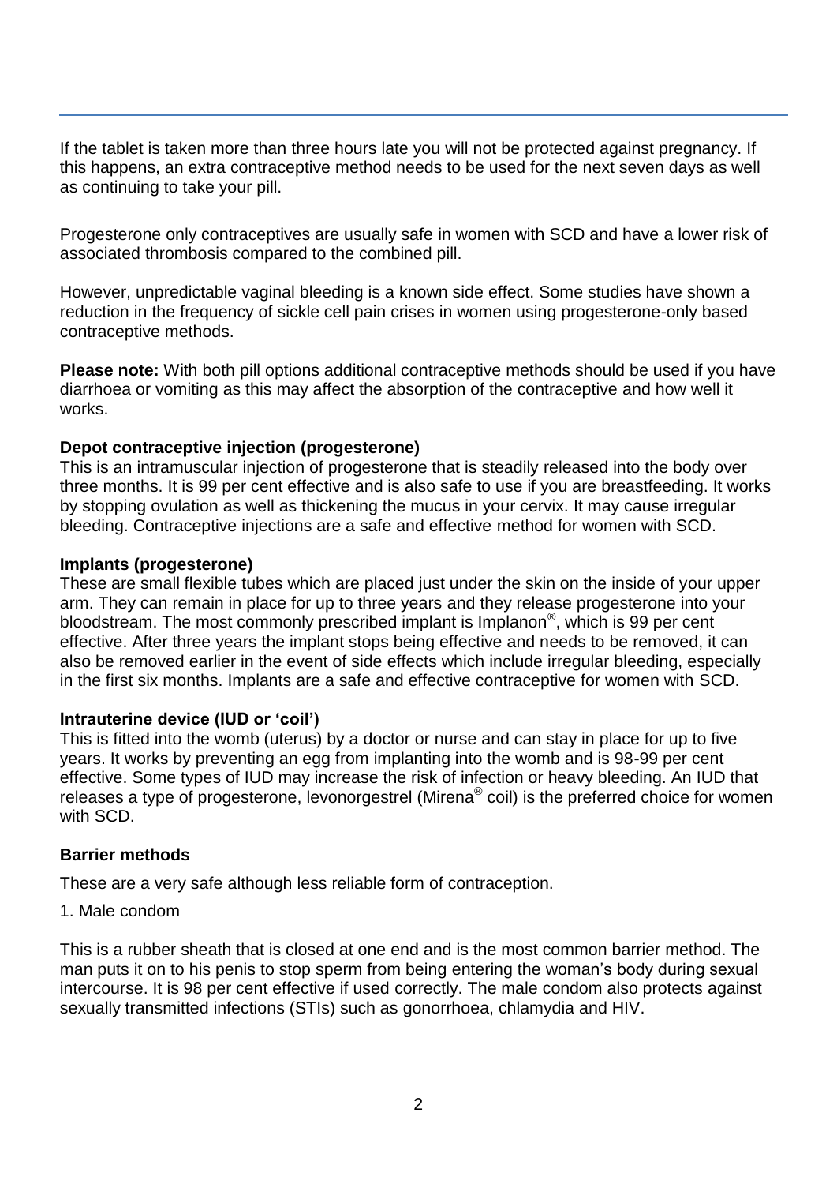If the tablet is taken more than three hours late you will not be protected against pregnancy. If this happens, an extra contraceptive method needs to be used for the next seven days as well as continuing to take your pill.

Progesterone only contraceptives are usually safe in women with SCD and have a lower risk of associated thrombosis compared to the combined pill.

However, unpredictable vaginal bleeding is a known side effect. Some studies have shown a reduction in the frequency of sickle cell pain crises in women using progesterone-only based contraceptive methods.

**Please note:** With both pill options additional contraceptive methods should be used if you have diarrhoea or vomiting as this may affect the absorption of the contraceptive and how well it works.

**Depot contraceptive injection (progesterone)**
This is an intramuscular injection of progesterone that is steadily released into the body over three months. It is 99 per cent effective and is also safe to use if you are breastfeeding. It works by stopping ovulation as well as thickening the mucus in your cervix. It may cause irregular bleeding. Contraceptive injections are a safe and effective method for women with SCD.

**Implants (progesterone)**
These are small flexible tubes which are placed just under the skin on the inside of your upper arm. They can remain in place for up to three years and they release progesterone into your bloodstream. The most commonly prescribed implant is Implanon®, which is 99 per cent effective. After three years the implant stops being effective and needs to be removed, it can also be removed earlier in the event of side effects which include irregular bleeding, especially in the first six months. Implants are a safe and effective contraceptive for women with SCD.

**Intrauterine device (IUD or 'coil')**
This is fitted into the womb (uterus) by a doctor or nurse and can stay in place for up to five years. It works by preventing an egg from implanting into the womb and is 98-99 per cent effective. Some types of IUD may increase the risk of infection or heavy bleeding. An IUD that releases a type of progesterone, levonorgestrel (Mirena® coil) is the preferred choice for women with SCD.

**Barrier methods**

These are a very safe although less reliable form of contraception.

1. Male condom

This is a rubber sheath that is closed at one end and is the most common barrier method. The man puts it on to his penis to stop sperm from being entering the woman's body during sexual intercourse. It is 98 per cent effective if used correctly. The male condom also protects against sexually transmitted infections (STIs) such as gonorrhoea, chlamydia and HIV.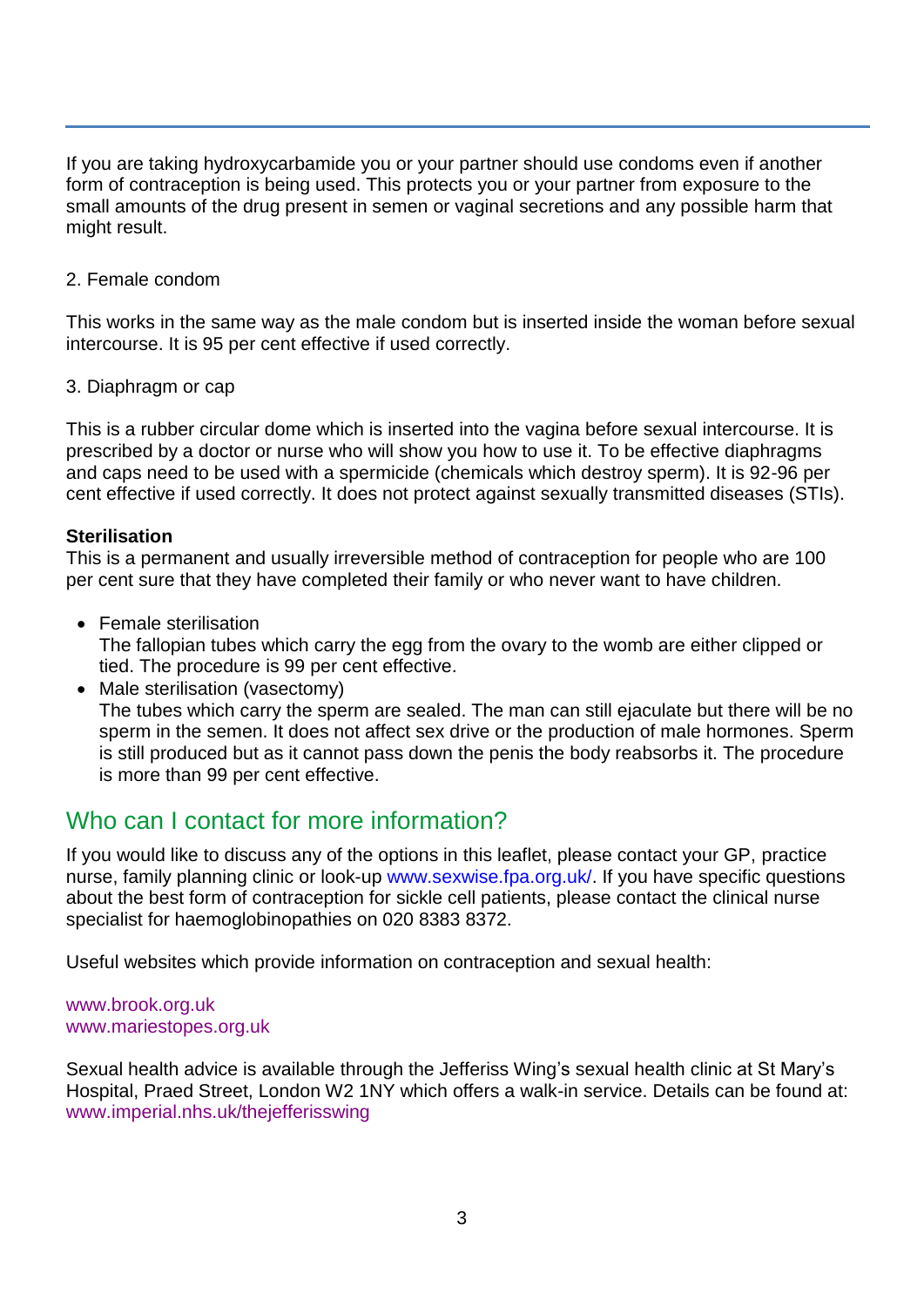If you are taking hydroxycarbamide you or your partner should use condoms even if another form of contraception is being used. This protects you or your partner from exposure to the small amounts of the drug present in semen or vaginal secretions and any possible harm that might result.

2. Female condom

This works in the same way as the male condom but is inserted inside the woman before sexual intercourse. It is 95 per cent effective if used correctly.

3. Diaphragm or cap

This is a rubber circular dome which is inserted into the vagina before sexual intercourse. It is prescribed by a doctor or nurse who will show you how to use it. To be effective diaphragms and caps need to be used with a spermicide (chemicals which destroy sperm). It is 92-96 per cent effective if used correctly. It does not protect against sexually transmitted diseases (STIs).

**Sterilisation**

This is a permanent and usually irreversible method of contraception for people who are 100 per cent sure that they have completed their family or who never want to have children.

- Female sterilisation
  The fallopian tubes which carry the egg from the ovary to the womb are either clipped or tied. The procedure is 99 per cent effective.
- Male sterilisation (vasectomy)
  The tubes which carry the sperm are sealed. The man can still ejaculate but there will be no sperm in the semen. It does not affect sex drive or the production of male hormones. Sperm is still produced but as it cannot pass down the penis the body reabsorbs it. The procedure is more than 99 per cent effective.

## Who can I contact for more information?

If you would like to discuss any of the options in this leaflet, please contact your GP, practice nurse, family planning clinic or look-up www.sexwise.fpa.org.uk/. If you have specific questions about the best form of contraception for sickle cell patients, please contact the clinical nurse specialist for haemoglobinopathies on 020 8383 8372.

Useful websites which provide information on contraception and sexual health:

www.brook.org.uk
www.mariestopes.org.uk

Sexual health advice is available through the Jefferiss Wing's sexual health clinic at St Mary's Hospital, Praed Street, London W2 1NY which offers a walk-in service. Details can be found at: www.imperial.nhs.uk/thejefferisswing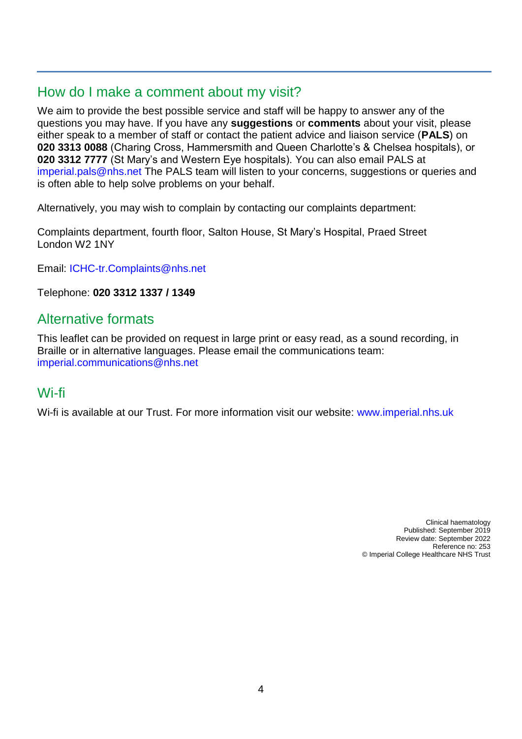## How do I make a comment about my visit?

We aim to provide the best possible service and staff will be happy to answer any of the questions you may have. If you have any **suggestions** or **comments** about your visit, please either speak to a member of staff or contact the patient advice and liaison service (**PALS**) on **020 3313 0088** (Charing Cross, Hammersmith and Queen Charlotte's & Chelsea hospitals), or **020 3312 7777** (St Mary's and Western Eye hospitals). You can also email PALS at imperial.pals@nhs.net The PALS team will listen to your concerns, suggestions or queries and is often able to help solve problems on your behalf.

Alternatively, you may wish to complain by contacting our complaints department:

Complaints department, fourth floor, Salton House, St Mary's Hospital, Praed Street
London W2 1NY

Email: ICHC-tr.Complaints@nhs.net

Telephone: **020 3312 1337 / 1349**

## Alternative formats

This leaflet can be provided on request in large print or easy read, as a sound recording, in Braille or in alternative languages. Please email the communications team: imperial.communications@nhs.net

## Wi-fi

Wi-fi is available at our Trust. For more information visit our website: www.imperial.nhs.uk

Clinical haematology
Published: September 2019
Review date: September 2022
Reference no: 253
© Imperial College Healthcare NHS Trust